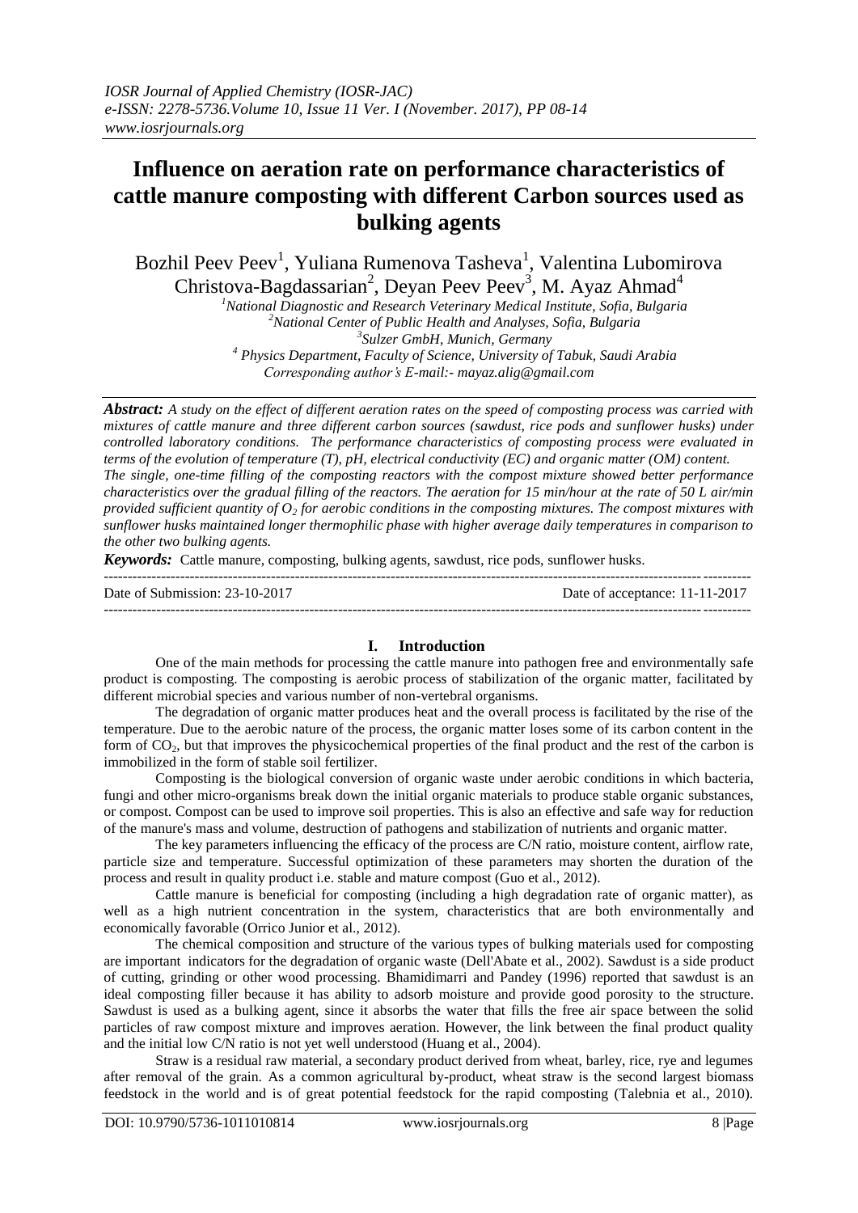# Influence on aeration rate on performance characteristics of cattle manure composting with different Carbon sources used as bulking agents

Bozhil Peev Peev[1], Yuliana Rumenova Tasheva[1], Valentina Lubomirova Christova-Bagdassarian[2], Deyan Peev Peev[3], M. Ayaz Ahmad[4]

[1]National Diagnostic and Research Veterinary Medical Institute, Sofia, Bulgaria
[2]National Center of Public Health and Analyses, Sofia, Bulgaria
[3]Sulzer GmbH, Munich, Germany
[4] Physics Department, Faculty of Science, University of Tabuk, Saudi Arabia
Corresponding author's E-mail:- mayaz.alig@gmail.com

***Abstract:*** *A study on the effect of different aeration rates on the speed of composting process was carried with mixtures of cattle manure and three different carbon sources (sawdust, rice pods and sunflower husks) under controlled laboratory conditions. The performance characteristics of composting process were evaluated in terms of the evolution of temperature (T), pH, electrical conductivity (EC) and organic matter (OM) content. The single, one-time filling of the composting reactors with the compost mixture showed better performance characteristics over the gradual filling of the reactors. The aeration for 15 min/hour at the rate of 50 L air/min provided sufficient quantity of $O_2$ for aerobic conditions in the composting mixtures. The compost mixtures with sunflower husks maintained longer thermophilic phase with higher average daily temperatures in comparison to the other two bulking agents.*

***Keywords:*** Cattle manure, composting, bulking agents, sawdust, rice pods, sunflower husks.

Date of Submission: 23-10-2017 Date of acceptance: 11-11-2017

## I. Introduction

One of the main methods for processing the cattle manure into pathogen free and environmentally safe product is composting. The composting is aerobic process of stabilization of the organic matter, facilitated by different microbial species and various number of non-vertebral organisms.

The degradation of organic matter produces heat and the overall process is facilitated by the rise of the temperature. Due to the aerobic nature of the process, the organic matter loses some of its carbon content in the form of $CO_2$, but that improves the physicochemical properties of the final product and the rest of the carbon is immobilized in the form of stable soil fertilizer.

Composting is the biological conversion of organic waste under aerobic conditions in which bacteria, fungi and other micro-organisms break down the initial organic materials to produce stable organic substances, or compost. Compost can be used to improve soil properties. This is also an effective and safe way for reduction of the manure's mass and volume, destruction of pathogens and stabilization of nutrients and organic matter.

The key parameters influencing the efficacy of the process are C/N ratio, moisture content, airflow rate, particle size and temperature. Successful optimization of these parameters may shorten the duration of the process and result in quality product i.e. stable and mature compost (Guo et al., 2012).

Cattle manure is beneficial for composting (including a high degradation rate of organic matter), as well as a high nutrient concentration in the system, characteristics that are both environmentally and economically favorable (Orrico Junior et al., 2012).

The chemical composition and structure of the various types of bulking materials used for composting are important indicators for the degradation of organic waste (Dell'Abate et al., 2002). Sawdust is a side product of cutting, grinding or other wood processing. Bhamidimarri and Pandey (1996) reported that sawdust is an ideal composting filler because it has ability to adsorb moisture and provide good porosity to the structure. Sawdust is used as a bulking agent, since it absorbs the water that fills the free air space between the solid particles of raw compost mixture and improves aeration. However, the link between the final product quality and the initial low C/N ratio is not yet well understood (Huang et al., 2004).

Straw is a residual raw material, a secondary product derived from wheat, barley, rice, rye and legumes after removal of the grain. As a common agricultural by-product, wheat straw is the second largest biomass feedstock in the world and is of great potential feedstock for the rapid composting (Talebnia et al., 2010).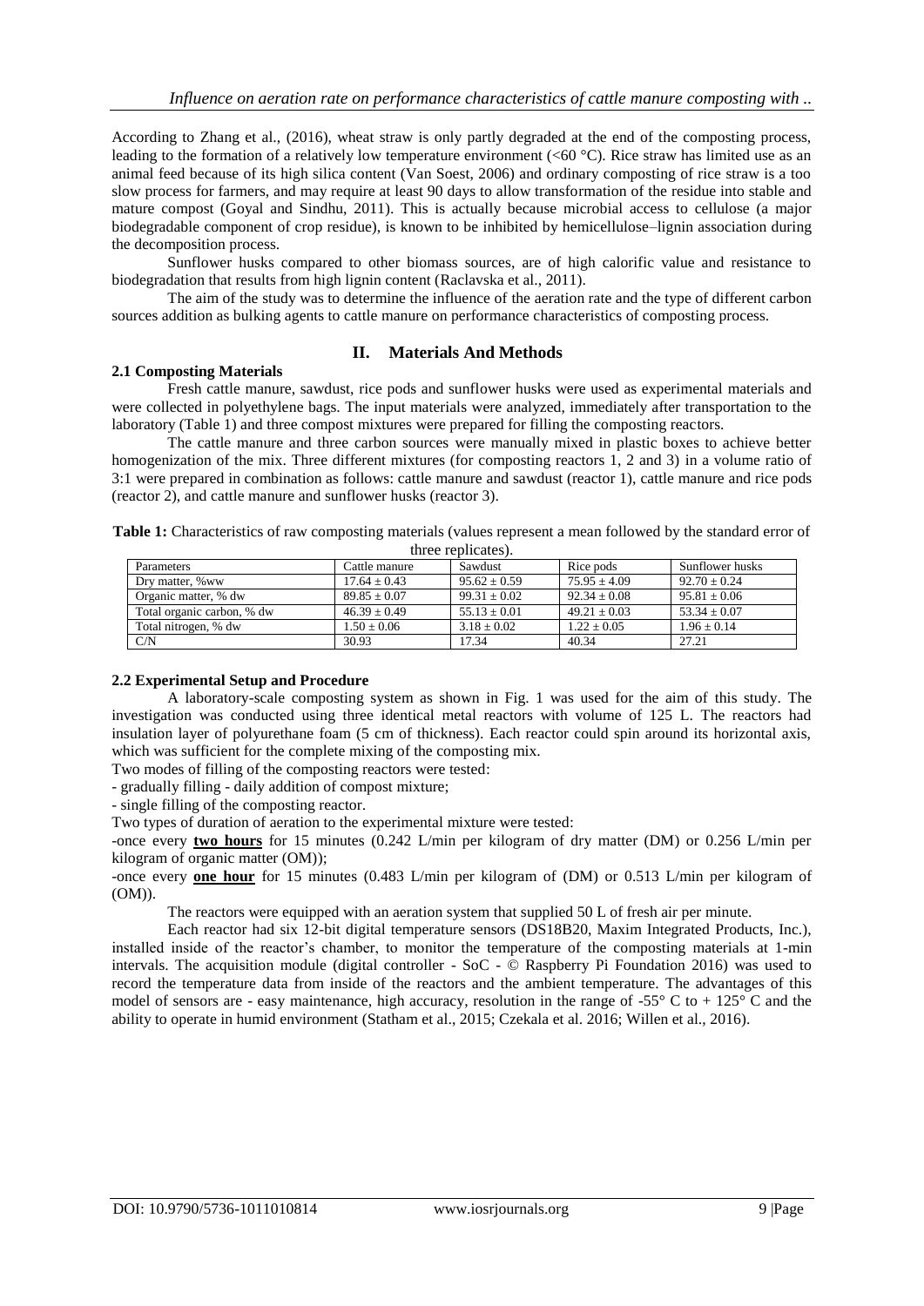According to Zhang et al., (2016), wheat straw is only partly degraded at the end of the composting process, leading to the formation of a relatively low temperature environment (<60 °C). Rice straw has limited use as an animal feed because of its high silica content (Van Soest, 2006) and ordinary composting of rice straw is a too slow process for farmers, and may require at least 90 days to allow transformation of the residue into stable and mature compost (Goyal and Sindhu, 2011). This is actually because microbial access to cellulose (a major biodegradable component of crop residue), is known to be inhibited by hemicellulose–lignin association during the decomposition process.

Sunflower husks compared to other biomass sources, are of high calorific value and resistance to biodegradation that results from high lignin content (Raclavska et al., 2011).

The aim of the study was to determine the influence of the aeration rate and the type of different carbon sources addition as bulking agents to cattle manure on performance characteristics of composting process.

## II. Materials And Methods

### 2.1 Composting Materials

Fresh cattle manure, sawdust, rice pods and sunflower husks were used as experimental materials and were collected in polyethylene bags. The input materials were analyzed, immediately after transportation to the laboratory (Table 1) and three compost mixtures were prepared for filling the composting reactors.

The cattle manure and three carbon sources were manually mixed in plastic boxes to achieve better homogenization of the mix. Three different mixtures (for composting reactors 1, 2 and 3) in a volume ratio of 3:1 were prepared in combination as follows: cattle manure and sawdust (reactor 1), cattle manure and rice pods (reactor 2), and cattle manure and sunflower husks (reactor 3).

**Table 1:** Characteristics of raw composting materials (values represent a mean followed by the standard error of three replicates).

| Parameters | Cattle manure | Sawdust | Rice pods | Sunflower husks |
|---|---|---|---|---|
| Dry matter, %ww | 17.64 ± 0.43 | 95.62 ± 0.59 | 75.95 ± 4.09 | 92.70 ± 0.24 |
| Organic matter, % dw | 89.85 ± 0.07 | 99.31 ± 0.02 | 92.34 ± 0.08 | 95.81 ± 0.06 |
| Total organic carbon, % dw | 46.39 ± 0.49 | 55.13 ± 0.01 | 49.21 ± 0.03 | 53.34 ± 0.07 |
| Total nitrogen, % dw | 1.50 ± 0.06 | 3.18 ± 0.02 | 1.22 ± 0.05 | 1.96 ± 0.14 |
| C/N | 30.93 | 17.34 | 40.34 | 27.21 |

### 2.2 Experimental Setup and Procedure

A laboratory-scale composting system as shown in Fig. 1 was used for the aim of this study. The investigation was conducted using three identical metal reactors with volume of 125 L. The reactors had insulation layer of polyurethane foam (5 cm of thickness). Each reactor could spin around its horizontal axis, which was sufficient for the complete mixing of the composting mix.

Two modes of filling of the composting reactors were tested:

- gradually filling - daily addition of compost mixture;
- single filling of the composting reactor.

Two types of duration of aeration to the experimental mixture were tested:

- once every **two hours** for 15 minutes (0.242 L/min per kilogram of dry matter (DM) or 0.256 L/min per kilogram of organic matter (OM));
- once every **one hour** for 15 minutes (0.483 L/min per kilogram of (DM) or 0.513 L/min per kilogram of (OM)).

The reactors were equipped with an aeration system that supplied 50 L of fresh air per minute.

Each reactor had six 12-bit digital temperature sensors (DS18B20, Maxim Integrated Products, Inc.), installed inside of the reactor's chamber, to monitor the temperature of the composting materials at 1-min intervals. The acquisition module (digital controller - SoC - © Raspberry Pi Foundation 2016) was used to record the temperature data from inside of the reactors and the ambient temperature. The advantages of this model of sensors are - easy maintenance, high accuracy, resolution in the range of -55° C to + 125° C and the ability to operate in humid environment (Statham et al., 2015; Czekala et al. 2016; Willen et al., 2016).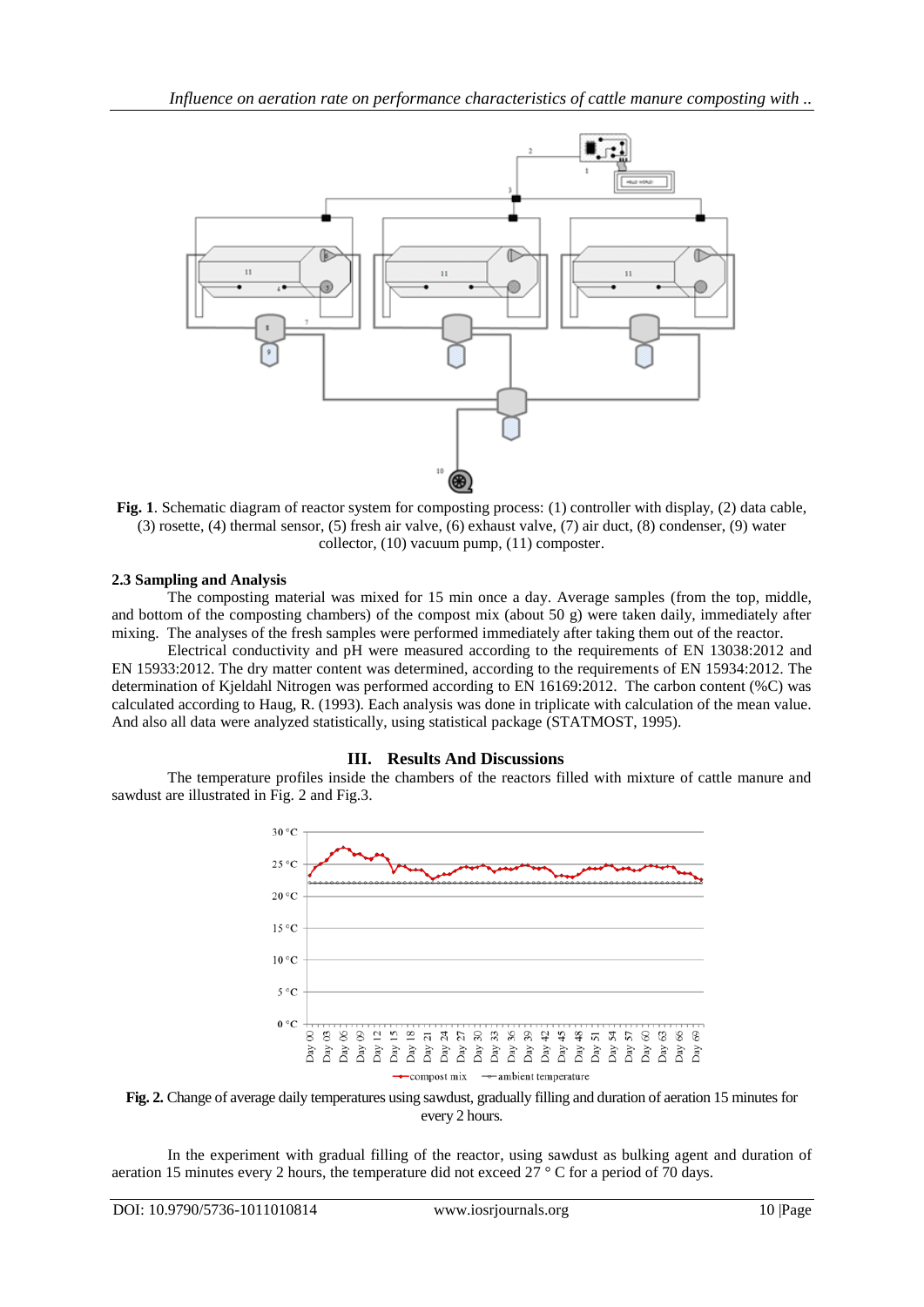**Fig. 1**. Schematic diagram of reactor system for composting process: (1) controller with display, (2) data cable, (3) rosette, (4) thermal sensor, (5) fresh air valve, (6) exhaust valve, (7) air duct, (8) condenser, (9) water collector, (10) vacuum pump, (11) composter.

### 2.3 Sampling and Analysis

The composting material was mixed for 15 min once a day. Average samples (from the top, middle, and bottom of the composting chambers) of the compost mix (about 50 g) were taken daily, immediately after mixing. The analyses of the fresh samples were performed immediately after taking them out of the reactor.

Electrical conductivity and pH were measured according to the requirements of EN 13038:2012 and EN 15933:2012. The dry matter content was determined, according to the requirements of EN 15934:2012. The determination of Kjeldahl Nitrogen was performed according to EN 16169:2012. The carbon content (%C) was calculated according to Haug, R. (1993). Each analysis was done in triplicate with calculation of the mean value. And also all data were analyzed statistically, using statistical package (STATMOST, 1995).

## III. Results And Discussions

The temperature profiles inside the chambers of the reactors filled with mixture of cattle manure and sawdust are illustrated in Fig. 2 and Fig.3.

**Fig. 2.** Change of average daily temperatures using sawdust, gradually filling and duration of aeration 15 minutes for every 2 hours.

In the experiment with gradual filling of the reactor, using sawdust as bulking agent and duration of aeration 15 minutes every 2 hours, the temperature did not exceed 27 ° C for a period of 70 days.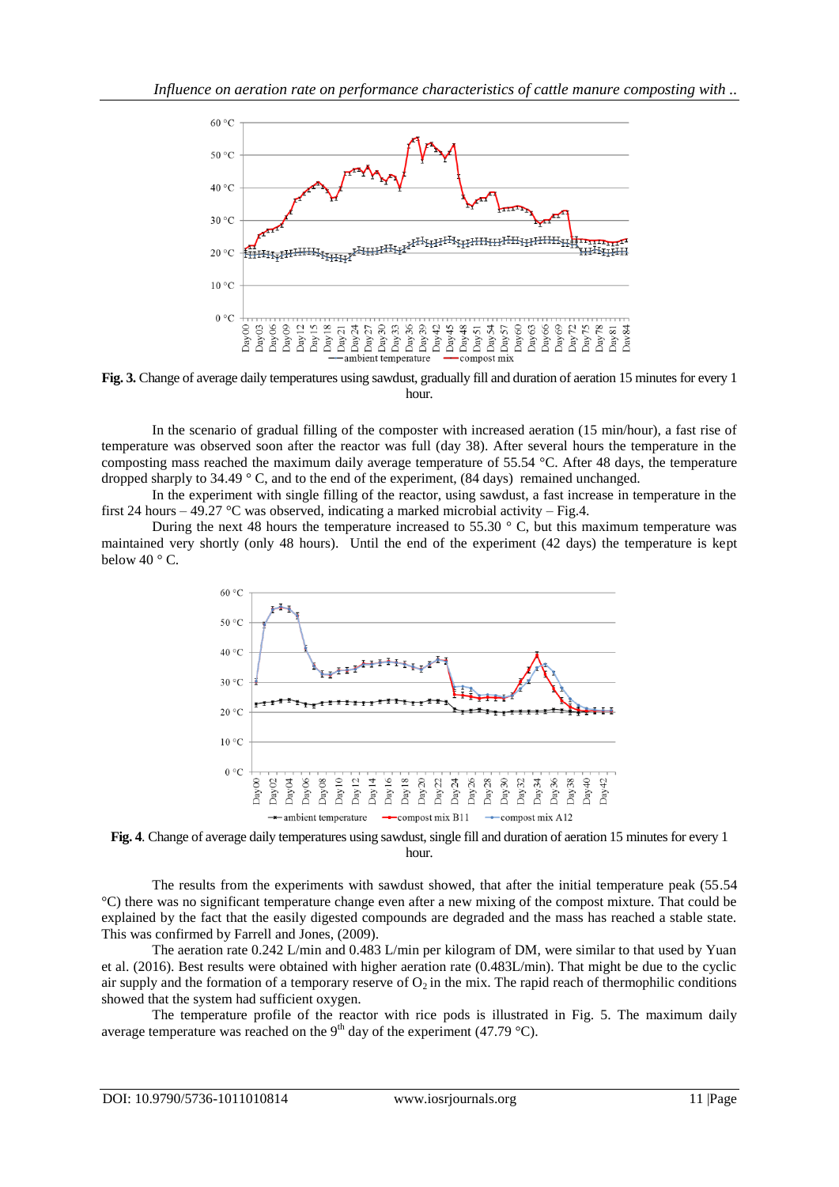**Fig. 3.** Change of average daily temperatures using sawdust, gradually fill and duration of aeration 15 minutes for every 1 hour.

In the scenario of gradual filling of the composter with increased aeration (15 min/hour), a fast rise of temperature was observed soon after the reactor was full (day 38). After several hours the temperature in the composting mass reached the maximum daily average temperature of 55.54 °C. After 48 days, the temperature dropped sharply to 34.49 ° C, and to the end of the experiment, (84 days) remained unchanged.

In the experiment with single filling of the reactor, using sawdust, a fast increase in temperature in the first 24 hours – 49.27 °C was observed, indicating a marked microbial activity – Fig.4.

During the next 48 hours the temperature increased to 55.30 ° C, but this maximum temperature was maintained very shortly (only 48 hours). Until the end of the experiment (42 days) the temperature is kept below 40 ° C.

**Fig. 4**. Change of average daily temperatures using sawdust, single fill and duration of aeration 15 minutes for every 1 hour.

The results from the experiments with sawdust showed, that after the initial temperature peak (55.54 °C) there was no significant temperature change even after a new mixing of the compost mixture. That could be explained by the fact that the easily digested compounds are degraded and the mass has reached a stable state. This was confirmed by Farrell and Jones, (2009).

The aeration rate 0.242 L/min and 0.483 L/min per kilogram of DM, were similar to that used by Yuan et al. (2016). Best results were obtained with higher aeration rate (0.483L/min). That might be due to the cyclic air supply and the formation of a temporary reserve of $O_2$ in the mix. The rapid reach of thermophilic conditions showed that the system had sufficient oxygen.

The temperature profile of the reactor with rice pods is illustrated in Fig. 5. The maximum daily average temperature was reached on the 9$^{th}$ day of the experiment (47.79 °C).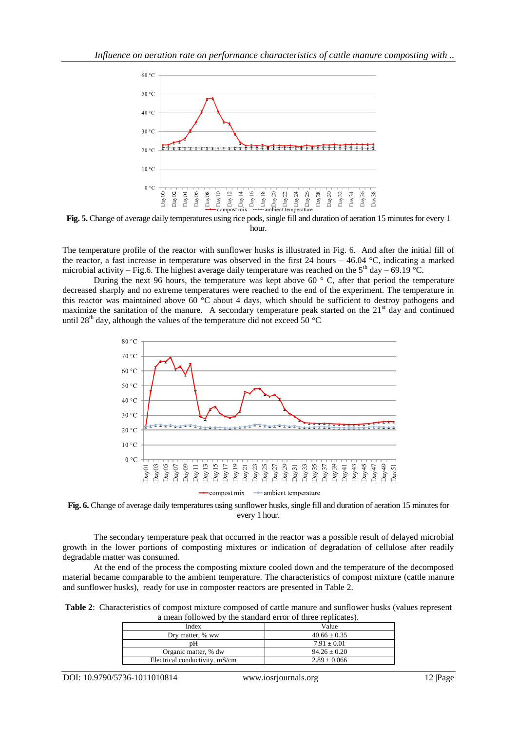**Fig. 5.** Change of average daily temperatures using rice pods, single fill and duration of aeration 15 minutes for every 1 hour.

The temperature profile of the reactor with sunflower husks is illustrated in Fig. 6. And after the initial fill of the reactor, a fast increase in temperature was observed in the first 24 hours – 46.04 °C, indicating a marked microbial activity – Fig.6. The highest average daily temperature was reached on the 5th day – 69.19 °C.

During the next 96 hours, the temperature was kept above 60 ° C, after that period the temperature decreased sharply and no extreme temperatures were reached to the end of the experiment. The temperature in this reactor was maintained above 60 °C about 4 days, which should be sufficient to destroy pathogens and maximize the sanitation of the manure. A secondary temperature peak started on the 21st day and continued until 28th day, although the values of the temperature did not exceed 50 °C

**Fig. 6.** Change of average daily temperatures using sunflower husks, single fill and duration of aeration 15 minutes for every 1 hour.

The secondary temperature peak that occurred in the reactor was a possible result of delayed microbial growth in the lower portions of composting mixtures or indication of degradation of cellulose after readily degradable matter was consumed.

At the end of the process the composting mixture cooled down and the temperature of the decomposed material became comparable to the ambient temperature. The characteristics of compost mixture (cattle manure and sunflower husks), ready for use in composter reactors are presented in Table 2.

**Table 2**: Characteristics of compost mixture composed of cattle manure and sunflower husks (values represent a mean followed by the standard error of three replicates).

| Index | Value |
|---|---|
| Dry matter, % ww | 40.66 ± 0.35 |
| pH | 7.91 ± 0.01 |
| Organic matter, % dw | 94.26 ± 0.20 |
| Electrical conductivity, mS/cm | 2.89 ± 0.066 |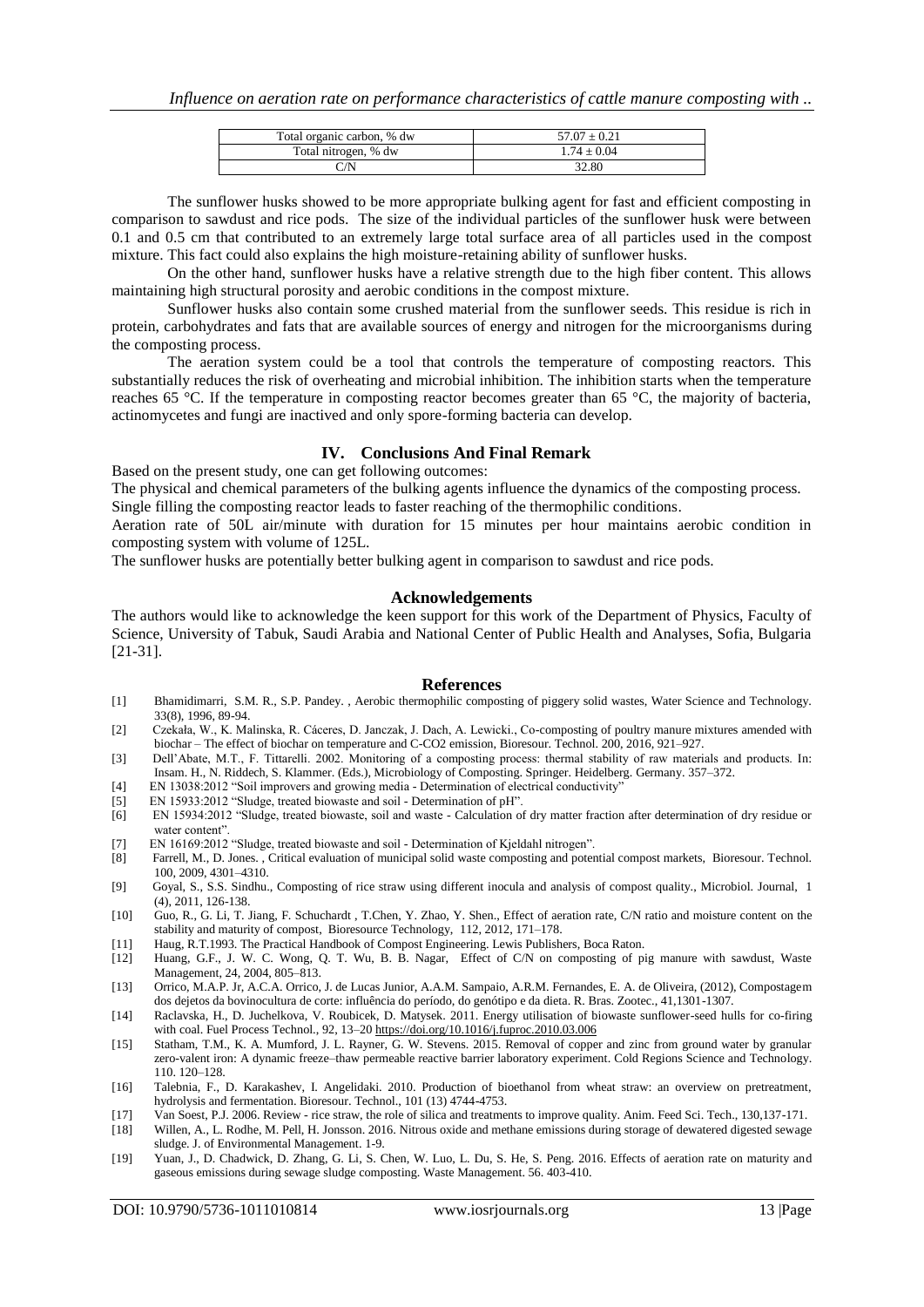| Total organic carbon, % dw | $57.07 \pm 0.21$ |
|---|---|
| Total nitrogen, % dw | $1.74 \pm 0.04$ |
| C/N | 32.80 |

The sunflower husks showed to be more appropriate bulking agent for fast and efficient composting in comparison to sawdust and rice pods. The size of the individual particles of the sunflower husk were between 0.1 and 0.5 cm that contributed to an extremely large total surface area of all particles used in the compost mixture. This fact could also explains the high moisture-retaining ability of sunflower husks.

On the other hand, sunflower husks have a relative strength due to the high fiber content. This allows maintaining high structural porosity and aerobic conditions in the compost mixture.

Sunflower husks also contain some crushed material from the sunflower seeds. This residue is rich in protein, carbohydrates and fats that are available sources of energy and nitrogen for the microorganisms during the composting process.

The aeration system could be a tool that controls the temperature of composting reactors. This substantially reduces the risk of overheating and microbial inhibition. The inhibition starts when the temperature reaches 65 °C. If the temperature in composting reactor becomes greater than 65 °C, the majority of bacteria, actinomycetes and fungi are inactived and only spore-forming bacteria can develop.

## IV. Conclusions And Final Remark

Based on the present study, one can get following outcomes:

The physical and chemical parameters of the bulking agents influence the dynamics of the composting process.

Single filling the composting reactor leads to faster reaching of the thermophilic conditions.

Aeration rate of 50L air/minute with duration for 15 minutes per hour maintains aerobic condition in composting system with volume of 125L.

The sunflower husks are potentially better bulking agent in comparison to sawdust and rice pods.

## Acknowledgements

The authors would like to acknowledge the keen support for this work of the Department of Physics, Faculty of Science, University of Tabuk, Saudi Arabia and National Center of Public Health and Analyses, Sofia, Bulgaria [21-31].

## References

[1] Bhamidimarri, S.M. R., S.P. Pandey. , Aerobic thermophilic composting of piggery solid wastes, Water Science and Technology. 33(8), 1996, 89-94.

[2] Czekała, W., K. Malinska, R. Cáceres, D. Janczak, J. Dach, A. Lewicki., Co-composting of poultry manure mixtures amended with biochar – The effect of biochar on temperature and C-CO2 emission, Bioresour. Technol. 200, 2016, 921–927.

[3] Dell'Abate, M.T., F. Tittarelli. 2002. Monitoring of a composting process: thermal stability of raw materials and products. In: Insam. H., N. Riddech, S. Klammer. (Eds.), Microbiology of Composting. Springer. Heidelberg. Germany. 357–372.

[4] EN 13038:2012 "Soil improvers and growing media - Determination of electrical conductivity"

[5] EN 15933:2012 "Sludge, treated biowaste and soil - Determination of pH".

[6] EN 15934:2012 "Sludge, treated biowaste, soil and waste - Calculation of dry matter fraction after determination of dry residue or water content".

[7] EN 16169:2012 "Sludge, treated biowaste and soil - Determination of Kjeldahl nitrogen".

[8] Farrell, M., D. Jones. , Critical evaluation of municipal solid waste composting and potential compost markets, Bioresour. Technol. 100, 2009, 4301–4310.

[9] Goyal, S., S.S. Sindhu., Composting of rice straw using different inocula and analysis of compost quality., Microbiol. Journal, 1 (4), 2011, 126-138.

[10] Guo, R., G. Li, T. Jiang, F. Schuchardt , T.Chen, Y. Zhao, Y. Shen., Effect of aeration rate, C/N ratio and moisture content on the stability and maturity of compost, Bioresource Technology, 112, 2012, 171–178.

[11] Haug, R.T.1993. The Practical Handbook of Compost Engineering. Lewis Publishers, Boca Raton.

[12] Huang, G.F., J. W. C. Wong, Q. T. Wu, B. B. Nagar, Effect of C/N on composting of pig manure with sawdust, Waste Management, 24, 2004, 805–813.

[13] Orrico, M.A.P. Jr, A.C.A. Orrico, J. de Lucas Junior, A.A.M. Sampaio, A.R.M. Fernandes, E. A. de Oliveira, (2012), Compostagem dos dejetos da bovinocultura de corte: influência do período, do genótipo e da dieta. R. Bras. Zootec., 41,1301-1307.

[14] Raclavska, H., D. Juchelkova, V. Roubicek, D. Matysek. 2011. Energy utilisation of biowaste sunflower-seed hulls for co-firing with coal. Fuel Process Technol., 92, 13–20 https://doi.org/10.1016/j.fuproc.2010.03.006

[15] Statham, T.M., K. A. Mumford, J. L. Rayner, G. W. Stevens. 2015. Removal of copper and zinc from ground water by granular zero-valent iron: A dynamic freeze–thaw permeable reactive barrier laboratory experiment. Cold Regions Science and Technology. 110. 120–128.

[16] Talebnia, F., D. Karakashev, I. Angelidaki. 2010. Production of bioethanol from wheat straw: an overview on pretreatment, hydrolysis and fermentation. Bioresour. Technol., 101 (13) 4744-4753.

[17] Van Soest, P.J. 2006. Review - rice straw, the role of silica and treatments to improve quality. Anim. Feed Sci. Tech., 130,137-171.

[18] Willen, A., L. Rodhe, M. Pell, H. Jonsson. 2016. Nitrous oxide and methane emissions during storage of dewatered digested sewage sludge. J. of Environmental Management. 1-9.

[19] Yuan, J., D. Chadwick, D. Zhang, G. Li, S. Chen, W. Luo, L. Du, S. He, S. Peng. 2016. Effects of aeration rate on maturity and gaseous emissions during sewage sludge composting. Waste Management. 56. 403-410.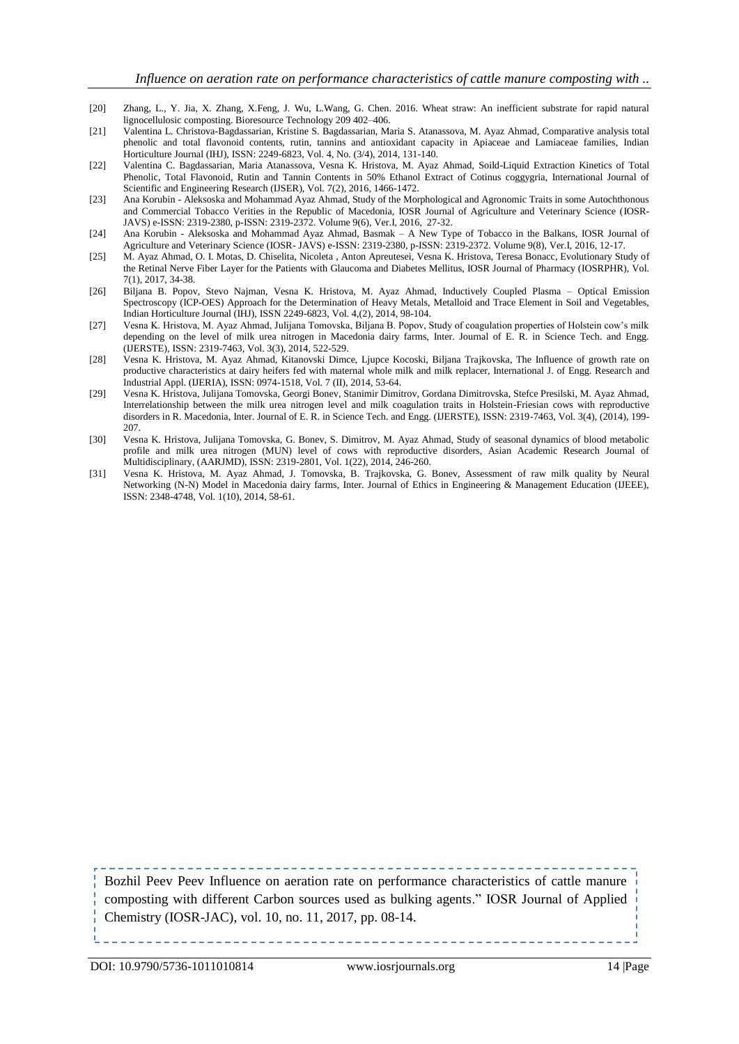[20] Zhang, L., Y. Jia, X. Zhang, X.Feng, J. Wu, L.Wang, G. Chen. 2016. Wheat straw: An inefficient substrate for rapid natural lignocellulosic composting. Bioresource Technology 209 402–406.

[21] Valentina L. Christova-Bagdassarian, Kristine S. Bagdassarian, Maria S. Atanassova, M. Ayaz Ahmad, Comparative analysis total phenolic and total flavonoid contents, rutin, tannins and antioxidant capacity in Apiaceae and Lamiaceae families, Indian Horticulture Journal (IHJ), ISSN: 2249-6823, Vol. 4, No. (3/4), 2014, 131-140.

[22] Valentina C. Bagdassarian, Maria Atanassova, Vesna K. Hristova, M. Ayaz Ahmad, Soild-Liquid Extraction Kinetics of Total Phenolic, Total Flavonoid, Rutin and Tannin Contents in 50% Ethanol Extract of Cotinus coggygria, International Journal of Scientific and Engineering Research (IJSER), Vol. 7(2), 2016, 1466-1472.

[23] Ana Korubin - Aleksoska and Mohammad Ayaz Ahmad, Study of the Morphological and Agronomic Traits in some Autochthonous and Commercial Tobacco Verities in the Republic of Macedonia, IOSR Journal of Agriculture and Veterinary Science (IOSR-JAVS) e-ISSN: 2319-2380, p-ISSN: 2319-2372. Volume 9(6), Ver.I, 2016, 27-32.

[24] Ana Korubin - Aleksoska and Mohammad Ayaz Ahmad, Basmak – A New Type of Tobacco in the Balkans, IOSR Journal of Agriculture and Veterinary Science (IOSR- JAVS) e-ISSN: 2319-2380, p-ISSN: 2319-2372. Volume 9(8), Ver.I, 2016, 12-17.

[25] M. Ayaz Ahmad, O. I. Motas, D. Chiselita, Nicoleta , Anton Apreutesei, Vesna K. Hristova, Teresa Bonacc, Evolutionary Study of the Retinal Nerve Fiber Layer for the Patients with Glaucoma and Diabetes Mellitus, IOSR Journal of Pharmacy (IOSRPHR), Vol. 7(1), 2017, 34-38.

[26] Biljana B. Popov, Stevo Najman, Vesna K. Hristova, M. Ayaz Ahmad, Inductively Coupled Plasma – Optical Emission Spectroscopy (ICP-OES) Approach for the Determination of Heavy Metals, Metalloid and Trace Element in Soil and Vegetables, Indian Horticulture Journal (IHJ), ISSN 2249-6823, Vol. 4,(2), 2014, 98-104.

[27] Vesna K. Hristova, M. Ayaz Ahmad, Julijana Tomovska, Biljana B. Popov, Study of coagulation properties of Holstein cow's milk depending on the level of milk urea nitrogen in Macedonia dairy farms, Inter. Journal of E. R. in Science Tech. and Engg. (IJERSTE), ISSN: 2319-7463, Vol. 3(3), 2014, 522-529.

[28] Vesna K. Hristova, M. Ayaz Ahmad, Kitanovski Dimce, Ljupce Kocoski, Biljana Trajkovska, The Influence of growth rate on productive characteristics at dairy heifers fed with maternal whole milk and milk replacer, International J. of Engg. Research and Industrial Appl. (IJERIA), ISSN: 0974-1518, Vol. 7 (II), 2014, 53-64.

[29] Vesna K. Hristova, Julijana Tomovska, Georgi Bonev, Stanimir Dimitrov, Gordana Dimitrovska, Stefce Presilski, M. Ayaz Ahmad, Interrelationship between the milk urea nitrogen level and milk coagulation traits in Holstein-Friesian cows with reproductive disorders in R. Macedonia, Inter. Journal of E. R. in Science Tech. and Engg. (IJERSTE), ISSN: 2319-7463, Vol. 3(4), (2014), 199-207.

[30] Vesna K. Hristova, Julijana Tomovska, G. Bonev, S. Dimitrov, M. Ayaz Ahmad, Study of seasonal dynamics of blood metabolic profile and milk urea nitrogen (MUN) level of cows with reproductive disorders, Asian Academic Research Journal of Multidisciplinary, (AARJMD), ISSN: 2319-2801, Vol. 1(22), 2014, 246-260.

[31] Vesna K. Hristova, M. Ayaz Ahmad, J. Tomovska, B. Trajkovska, G. Bonev, Assessment of raw milk quality by Neural Networking (N-N) Model in Macedonia dairy farms, Inter. Journal of Ethics in Engineering & Management Education (IJEEE), ISSN: 2348-4748, Vol. 1(10), 2014, 58-61.

Bozhil Peev Peev Influence on aeration rate on performance characteristics of cattle manure composting with different Carbon sources used as bulking agents." IOSR Journal of Applied Chemistry (IOSR-JAC), vol. 10, no. 11, 2017, pp. 08-14.